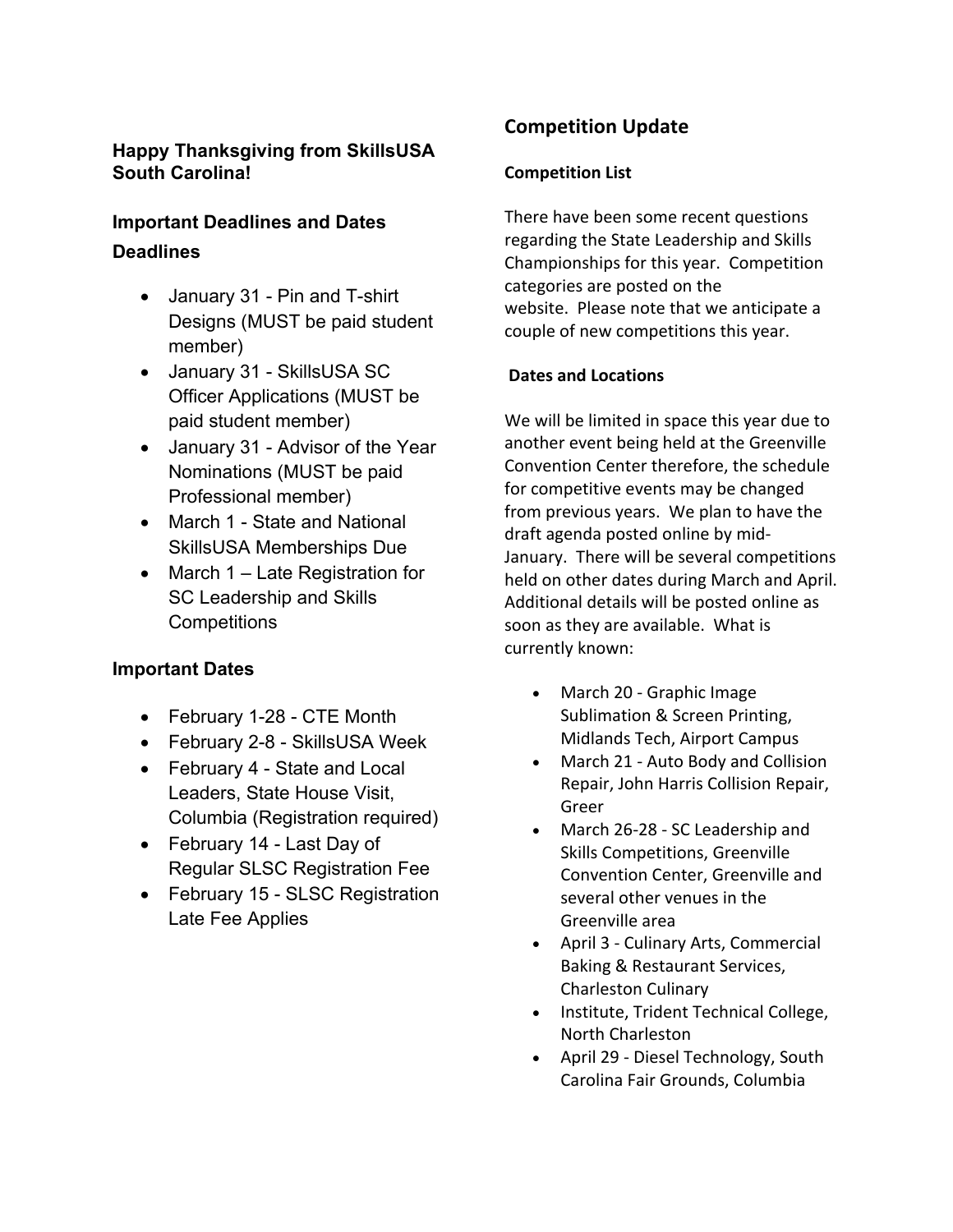**Happy Thanksgiving from SkillsUSA South Carolina!**

## Important Deadlines and Dates

### Deadlines

- January 31 - Pin and T-shirt Designs (MUST be paid student member)
- January 31 - SkillsUSA SC Officer Applications (MUST be paid student member)
- January 31 - Advisor of the Year Nominations (MUST be paid Professional member)
- March 1 - State and National SkillsUSA Memberships Due
- March 1 – Late Registration for SC Leadership and Skills Competitions

### Important Dates

- February 1-28 - CTE Month
- February 2-8 - SkillsUSA Week
- February 4 - State and Local Leaders, State House Visit, Columbia (Registration required)
- February 14 - Last Day of Regular SLSC Registration Fee
- February 15 - SLSC Registration Late Fee Applies

## Competition Update

### Competition List

There have been some recent questions regarding the State Leadership and Skills Championships for this year. Competition categories are posted on the website. Please note that we anticipate a couple of new competitions this year.

### Dates and Locations

We will be limited in space this year due to another event being held at the Greenville Convention Center therefore, the schedule for competitive events may be changed from previous years. We plan to have the draft agenda posted online by mid-January. There will be several competitions held on other dates during March and April. Additional details will be posted online as soon as they are available. What is currently known:

- March 20 - Graphic Image Sublimation & Screen Printing, Midlands Tech, Airport Campus
- March 21 - Auto Body and Collision Repair, John Harris Collision Repair, Greer
- March 26-28 - SC Leadership and Skills Competitions, Greenville Convention Center, Greenville and several other venues in the Greenville area
- April 3 - Culinary Arts, Commercial Baking & Restaurant Services, Charleston Culinary
- Institute, Trident Technical College, North Charleston
- April 29 - Diesel Technology, South Carolina Fair Grounds, Columbia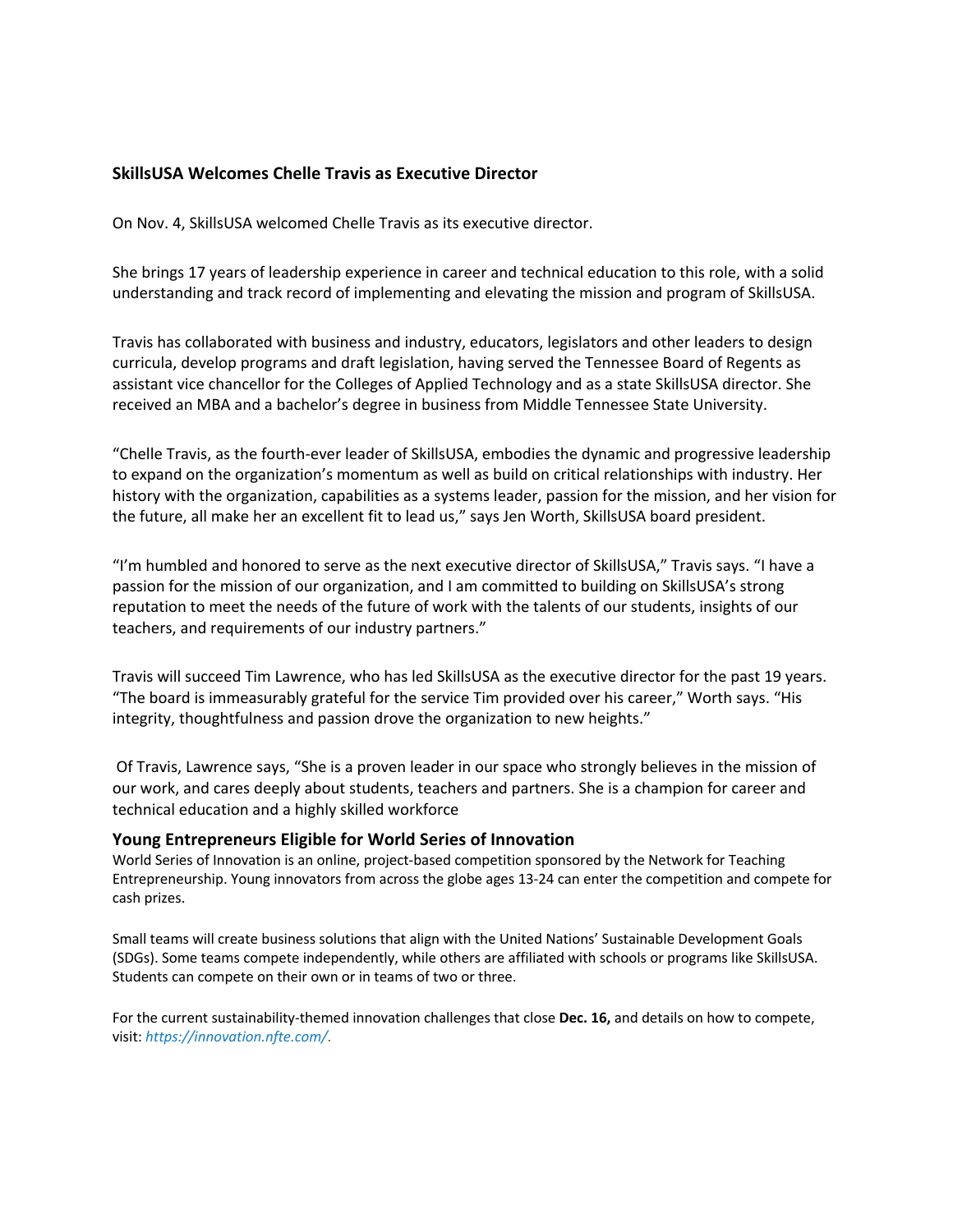### SkillsUSA Welcomes Chelle Travis as Executive Director

On Nov. 4, SkillsUSA welcomed Chelle Travis as its executive director.

She brings 17 years of leadership experience in career and technical education to this role, with a solid understanding and track record of implementing and elevating the mission and program of SkillsUSA.

Travis has collaborated with business and industry, educators, legislators and other leaders to design curricula, develop programs and draft legislation, having served the Tennessee Board of Regents as assistant vice chancellor for the Colleges of Applied Technology and as a state SkillsUSA director. She received an MBA and a bachelor's degree in business from Middle Tennessee State University.

"Chelle Travis, as the fourth-ever leader of SkillsUSA, embodies the dynamic and progressive leadership to expand on the organization's momentum as well as build on critical relationships with industry. Her history with the organization, capabilities as a systems leader, passion for the mission, and her vision for the future, all make her an excellent fit to lead us," says Jen Worth, SkillsUSA board president.

"I'm humbled and honored to serve as the next executive director of SkillsUSA," Travis says. "I have a passion for the mission of our organization, and I am committed to building on SkillsUSA's strong reputation to meet the needs of the future of work with the talents of our students, insights of our teachers, and requirements of our industry partners."

Travis will succeed Tim Lawrence, who has led SkillsUSA as the executive director for the past 19 years. "The board is immeasurably grateful for the service Tim provided over his career," Worth says. "His integrity, thoughtfulness and passion drove the organization to new heights."

Of Travis, Lawrence says, "She is a proven leader in our space who strongly believes in the mission of our work, and cares deeply about students, teachers and partners. She is a champion for career and technical education and a highly skilled workforce

### Young Entrepreneurs Eligible for World Series of Innovation

World Series of Innovation is an online, project-based competition sponsored by the Network for Teaching Entrepreneurship. Young innovators from across the globe ages 13-24 can enter the competition and compete for cash prizes.

Small teams will create business solutions that align with the United Nations' Sustainable Development Goals (SDGs). Some teams compete independently, while others are affiliated with schools or programs like SkillsUSA. Students can compete on their own or in teams of two or three.

For the current sustainability-themed innovation challenges that close **Dec. 16,** and details on how to compete, visit: *https://innovation.nfte.com/*.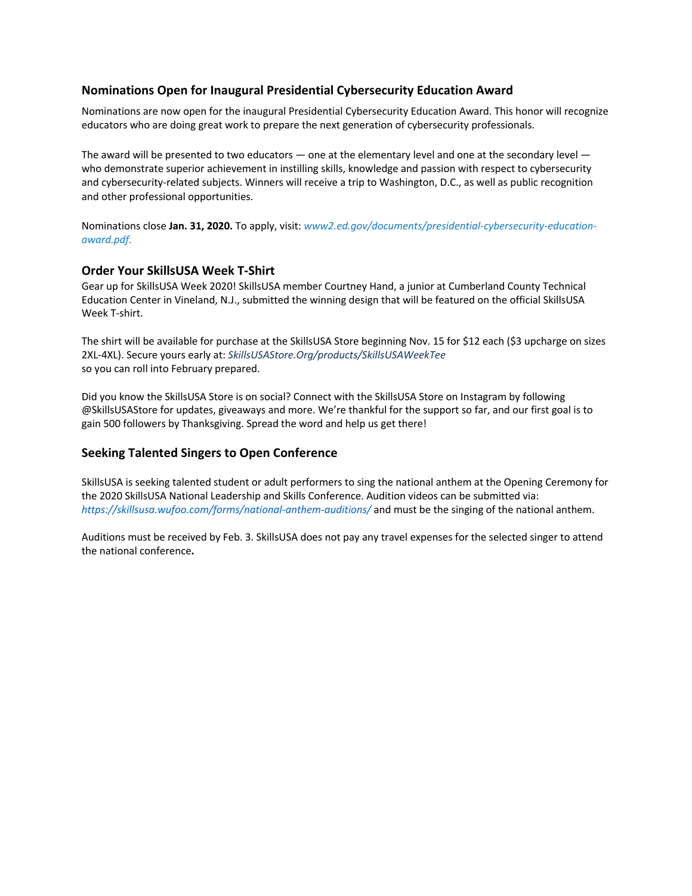## Nominations Open for Inaugural Presidential Cybersecurity Education Award

Nominations are now open for the inaugural Presidential Cybersecurity Education Award. This honor will recognize educators who are doing great work to prepare the next generation of cybersecurity professionals.

The award will be presented to two educators — one at the elementary level and one at the secondary level — who demonstrate superior achievement in instilling skills, knowledge and passion with respect to cybersecurity and cybersecurity-related subjects. Winners will receive a trip to Washington, D.C., as well as public recognition and other professional opportunities.

Nominations close **Jan. 31, 2020.** To apply, visit: *www2.ed.gov/documents/presidential-cybersecurity-education-award.pdf.*

## Order Your SkillsUSA Week T-Shirt

Gear up for SkillsUSA Week 2020! SkillsUSA member Courtney Hand, a junior at Cumberland County Technical Education Center in Vineland, N.J., submitted the winning design that will be featured on the official SkillsUSA Week T-shirt.

The shirt will be available for purchase at the SkillsUSA Store beginning Nov. 15 for $12 each ($3 upcharge on sizes 2XL-4XL). Secure yours early at: *SkillsUSAStore.Org/products/SkillsUSAWeekTee*
so you can roll into February prepared.

Did you know the SkillsUSA Store is on social? Connect with the SkillsUSA Store on Instagram by following @SkillsUSAStore for updates, giveaways and more. We're thankful for the support so far, and our first goal is to gain 500 followers by Thanksgiving. Spread the word and help us get there!

## Seeking Talented Singers to Open Conference

SkillsUSA is seeking talented student or adult performers to sing the national anthem at the Opening Ceremony for the 2020 SkillsUSA National Leadership and Skills Conference. Audition videos can be submitted via: *https://skillsusa.wufoo.com/forms/national-anthem-auditions/* and must be the singing of the national anthem.

Auditions must be received by Feb. 3. SkillsUSA does not pay any travel expenses for the selected singer to attend the national conference**.**